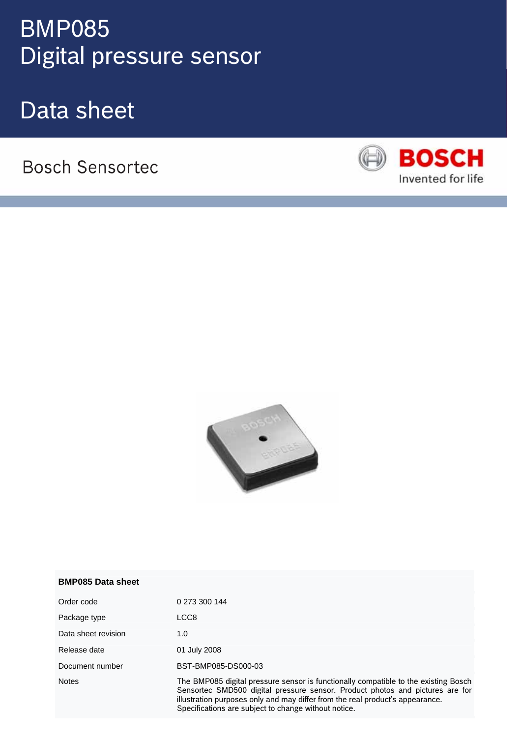# BMP085 Digital pressure sensor

# Data sheet

Bosch Sensortec

BOSCH
Invented for life

**BMP085 Data sheet**

| | |
|---|---|
| Order code | 0 273 300 144 |
| Package type | LCC8 |
| Data sheet revision | 1.0 |
| Release date | 01 July 2008 |
| Document number | BST-BMP085-DS000-03 |
| Notes | The BMP085 digital pressure sensor is functionally compatible to the existing Bosch Sensortec SMD500 digital pressure sensor. Product photos and pictures are for illustration purposes only and may differ from the real product's appearance. Specifications are subject to change without notice. |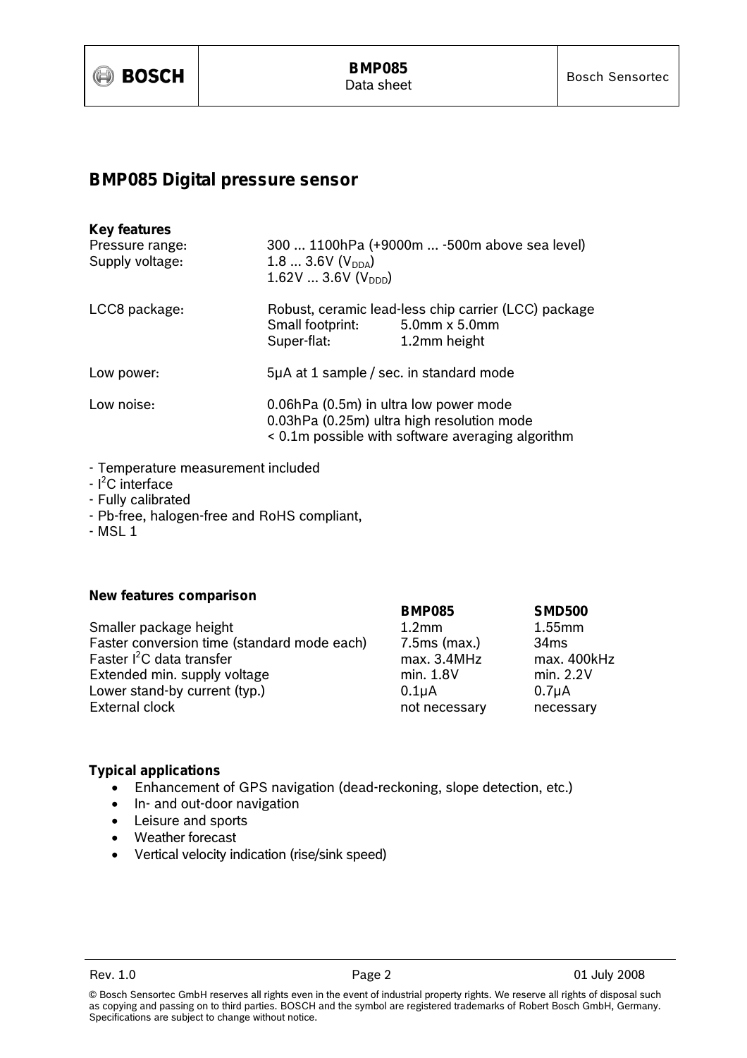# BMP085 Digital pressure sensor

**Key features**

| | |
|---|---|
| Pressure range: | 300 ... 1100hPa (+9000m ... -500m above sea level) |
| Supply voltage: | 1.8 ... 3.6V ($V_{DDA}$)<br>1.62V ... 3.6V ($V_{DDD}$) |
| LCC8 package: | Robust, ceramic lead-less chip carrier (LCC) package<br>Small footprint: 5.0mm x 5.0mm<br>Super-flat: 1.2mm height |
| Low power: | 5µA at 1 sample / sec. in standard mode |
| Low noise: | 0.06hPa (0.5m) in ultra low power mode<br>0.03hPa (0.25m) ultra high resolution mode<br>< 0.1m possible with software averaging algorithm |

- Temperature measurement included
- $I^2C$ interface
- Fully calibrated
- Pb-free, halogen-free and RoHS compliant,
- MSL 1

**New features comparison**

| | **BMP085** | **SMD500** |
|---|---|---|
| Smaller package height | 1.2mm | 1.55mm |
| Faster conversion time (standard mode each) | 7.5ms (max.) | 34ms |
| Faster $I^2C$ data transfer | max. 3.4MHz | max. 400kHz |
| Extended min. supply voltage | min. 1.8V | min. 2.2V |
| Lower stand-by current (typ.) | 0.1µA | 0.7µA |
| External clock | not necessary | necessary |

**Typical applications**

- Enhancement of GPS navigation (dead-reckoning, slope detection, etc.)
- In- and out-door navigation
- Leisure and sports
- Weather forecast
- Vertical velocity indication (rise/sink speed)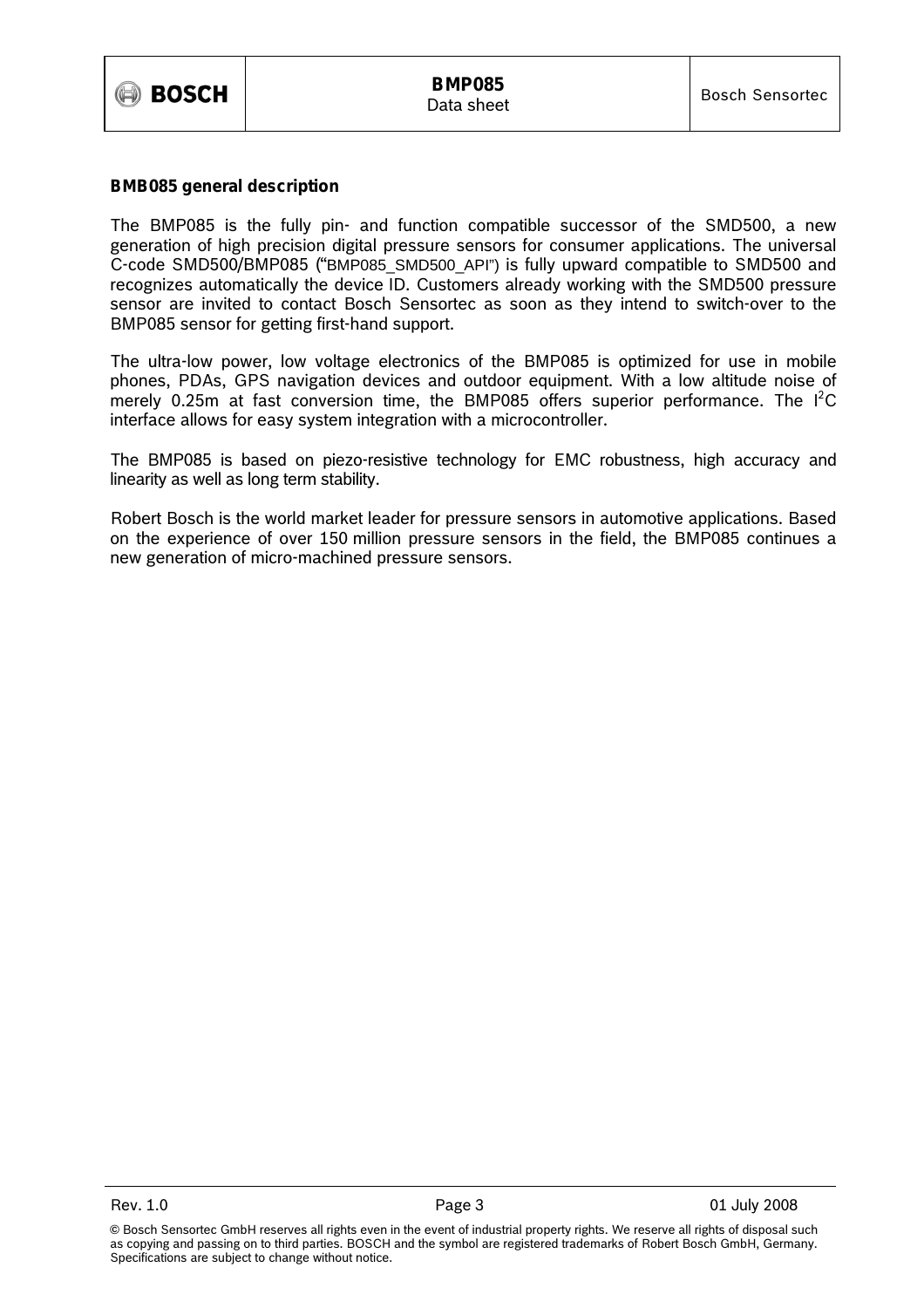## BMB085 general description

The BMP085 is the fully pin- and function compatible successor of the SMD500, a new generation of high precision digital pressure sensors for consumer applications. The universal C-code SMD500/BMP085 ("BMP085_SMD500_API") is fully upward compatible to SMD500 and recognizes automatically the device ID. Customers already working with the SMD500 pressure sensor are invited to contact Bosch Sensortec as soon as they intend to switch-over to the BMP085 sensor for getting first-hand support.

The ultra-low power, low voltage electronics of the BMP085 is optimized for use in mobile phones, PDAs, GPS navigation devices and outdoor equipment. With a low altitude noise of merely 0.25m at fast conversion time, the BMP085 offers superior performance. The $I^2C$ interface allows for easy system integration with a microcontroller.

The BMP085 is based on piezo-resistive technology for EMC robustness, high accuracy and linearity as well as long term stability.

Robert Bosch is the world market leader for pressure sensors in automotive applications. Based on the experience of over 150 million pressure sensors in the field, the BMP085 continues a new generation of micro-machined pressure sensors.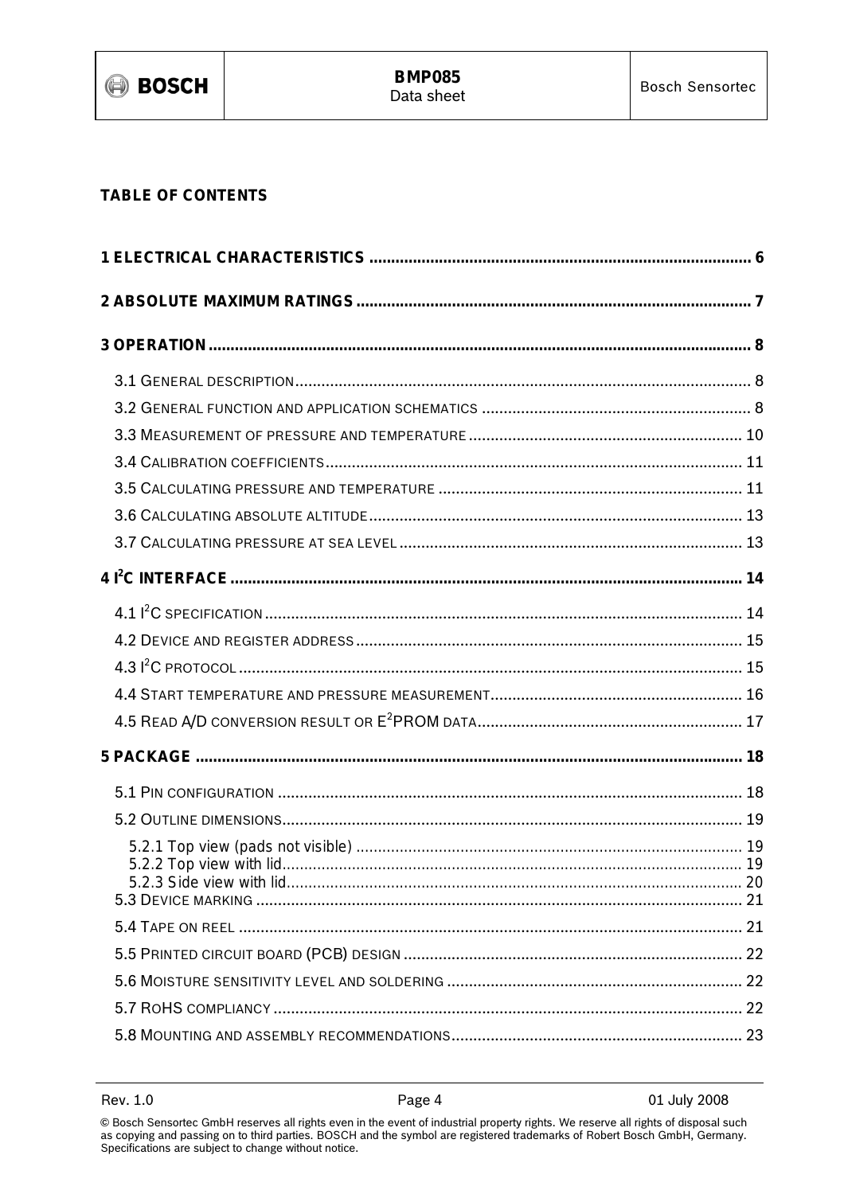**TABLE OF CONTENTS**

**1 ELECTRICAL CHARACTERISTICS .................................................................................... 6**

**2 ABSOLUTE MAXIMUM RATINGS ...................................................................................... 7**

**3 OPERATION ....................................................................................................................... 8**

3.1 GENERAL DESCRIPTION ........................................................................................... 8

3.2 GENERAL FUNCTION AND APPLICATION SCHEMATICS .............................................................. 8

3.3 MEASUREMENT OF PRESSURE AND TEMPERATURE ............................................................... 10

3.4 CALIBRATION COEFFICIENTS ............................................................................................. 11

3.5 CALCULATING PRESSURE AND TEMPERATURE ...................................................................... 11

3.6 CALCULATING ABSOLUTE ALTITUDE .................................................................................... 13

3.7 CALCULATING PRESSURE AT SEA LEVEL .............................................................................. 13

**4 I²C INTERFACE ................................................................................................................. 14**

4.1 I²C SPECIFICATION ........................................................................................................... 14

4.2 DEVICE AND REGISTER ADDRESS ....................................................................................... 15

4.3 I²C PROTOCOL ................................................................................................................. 15

4.4 START TEMPERATURE AND PRESSURE MEASUREMENT ......................................................... 16

4.5 READ A/D CONVERSION RESULT OR E²PROM DATA ............................................................. 17

**5 PACKAGE ......................................................................................................................... 18**

5.1 PIN CONFIGURATION ......................................................................................................... 18

5.2 OUTLINE DIMENSIONS ........................................................................................................ 19

5.2.1 Top view (pads not visible) ....................................................................................... 19
5.2.2 Top view with lid ........................................................................................................ 19
5.2.3 Side view with lid ....................................................................................................... 20
5.3 DEVICE MARKING .............................................................................................................. 21

5.4 TAPE ON REEL .................................................................................................................. 21

5.5 PRINTED CIRCUIT BOARD (PCB) DESIGN ............................................................................. 22

5.6 MOISTURE SENSITIVITY LEVEL AND SOLDERING ................................................................... 22

5.7 ROHS COMPLIANCY ........................................................................................................... 22

5.8 MOUNTING AND ASSEMBLY RECOMMENDATIONS .................................................................. 23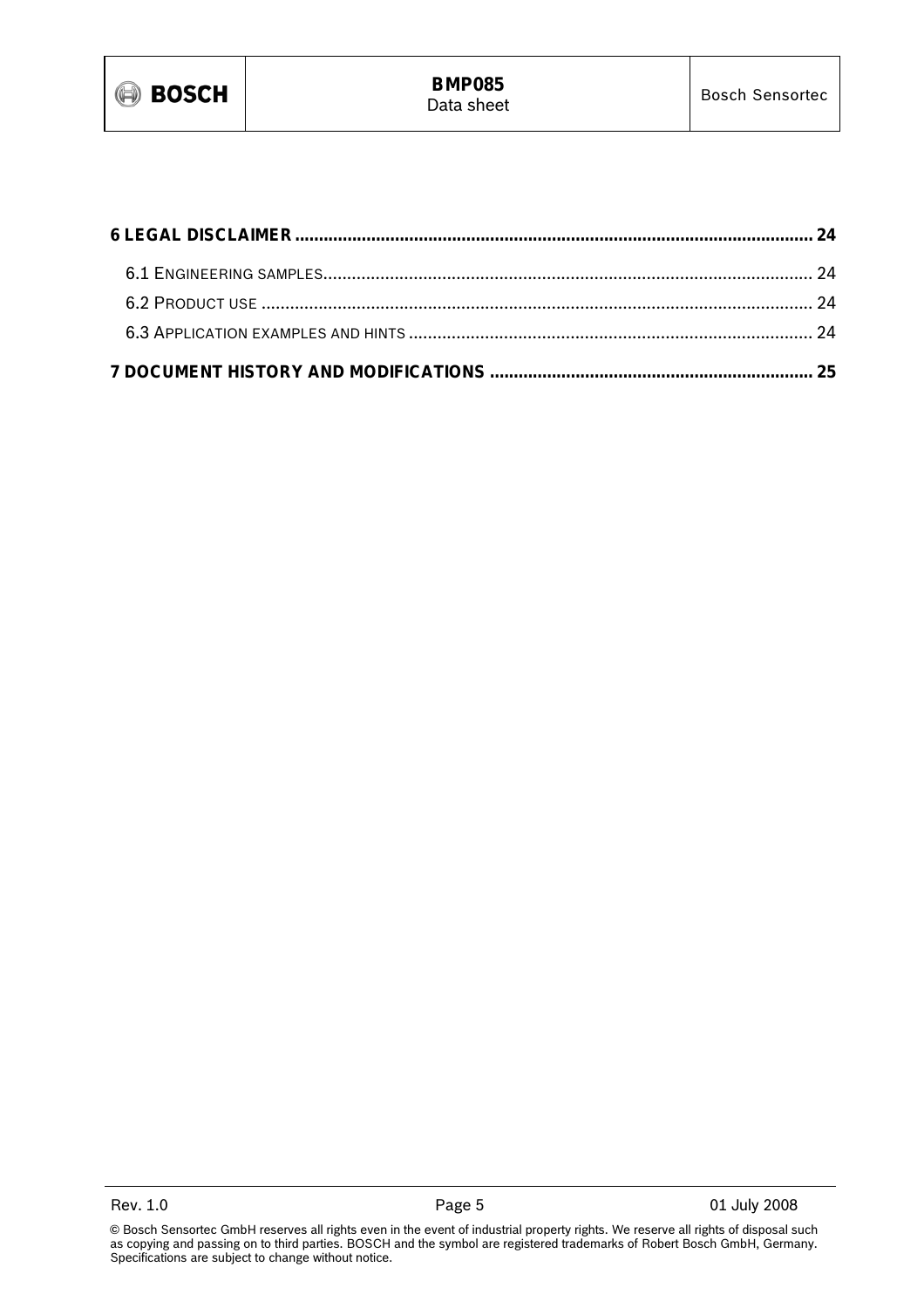**6 LEGAL DISCLAIMER .......................................................................................................... 24**

6.1 ENGINEERING SAMPLES...................................................................................................... 24

6.2 PRODUCT USE .................................................................................................................. 24

6.3 APPLICATION EXAMPLES AND HINTS .................................................................................... 24

**7 DOCUMENT HISTORY AND MODIFICATIONS .................................................................. 25**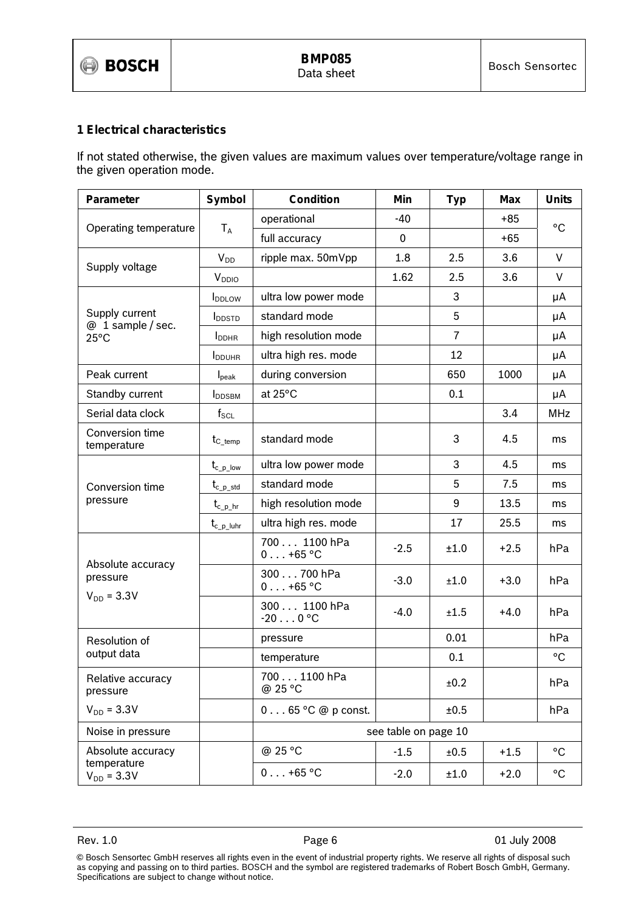## 1 Electrical characteristics

If not stated otherwise, the given values are maximum values over temperature/voltage range in the given operation mode.

| Parameter | Symbol | Condition | Min | Typ | Max | Units |
|---|---|---|---|---|---|---|
| Operating temperature | $T_A$ | operational | -40 | | +85 | °C |
| | | full accuracy | 0 | | +65 | °C |
| Supply voltage | $V_{DD}$ | ripple max. 50mVpp | 1.8 | 2.5 | 3.6 | V |
| | $V_{DDIO}$ | | 1.62 | 2.5 | 3.6 | V |
| Supply current @ 1 sample / sec. 25°C | $I_{DDLOW}$ | ultra low power mode | | 3 | | µA |
| | $I_{DDSTD}$ | standard mode | | 5 | | µA |
| | $I_{DDHR}$ | high resolution mode | | 7 | | µA |
| | $I_{DDUHR}$ | ultra high res. mode | | 12 | | µA |
| Peak current | $I_{peak}$ | during conversion | | 650 | 1000 | µA |
| Standby current | $I_{DDSBM}$ | at 25°C | | 0.1 | | µA |
| Serial data clock | $f_{SCL}$ | | | | 3.4 | MHz |
| Conversion time temperature | $t_{C\_temp}$ | standard mode | | 3 | 4.5 | ms |
| Conversion time pressure | $t_{c\_p\_low}$ | ultra low power mode | | 3 | 4.5 | ms |
| | $t_{c\_p\_std}$ | standard mode | | 5 | 7.5 | ms |
| | $t_{c\_p\_hr}$ | high resolution mode | | 9 | 13.5 | ms |
| | $t_{c\_p\_luhr}$ | ultra high res. mode | | 17 | 25.5 | ms |
| Absolute accuracy pressure $V_{DD}$ = 3.3V | | 700 . . . 1100 hPa 0 . . . +65 °C | -2.5 | ±1.0 | +2.5 | hPa |
| | | 300 . . . 700 hPa 0 . . . +65 °C | -3.0 | ±1.0 | +3.0 | hPa |
| | | 300 . . . 1100 hPa -20 . . . 0 °C | -4.0 | ±1.5 | +4.0 | hPa |
| Resolution of output data | | pressure | | 0.01 | | hPa |
| | | temperature | | 0.1 | | °C |
| Relative accuracy pressure $V_{DD}$ = 3.3V | | 700 . . . 1100 hPa @ 25 °C | | ±0.2 | | hPa |
| | | 0 . . . 65 °C @ p const. | | ±0.5 | | hPa |
| Noise in pressure | | see table on page 10 | | | | |
| Absolute accuracy temperature $V_{DD}$ = 3.3V | | @ 25 °C | -1.5 | ±0.5 | +1.5 | °C |
| | | 0 . . . +65 °C | -2.0 | ±1.0 | +2.0 | °C |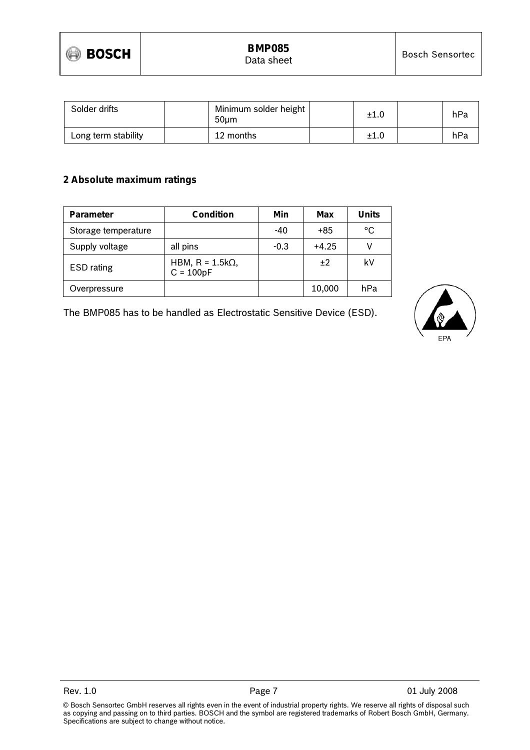| Solder drifts | | Minimum solder height 50µm | | ±1.0 | | hPa |
|---|---|---|---|---|---|---|
| Long term stability | | 12 months | | ±1.0 | | hPa |

## 2 Absolute maximum ratings

| Parameter | Condition | Min | Max | Units |
|---|---|---|---|---|
| Storage temperature | | -40 | +85 | °C |
| Supply voltage | all pins | -0.3 | +4.25 | V |
| ESD rating | HBM, R = 1.5kΩ, C = 100pF | | ±2 | kV |
| Overpressure | | | 10,000 | hPa |

The BMP085 has to be handled as Electrostatic Sensitive Device (ESD).

EPA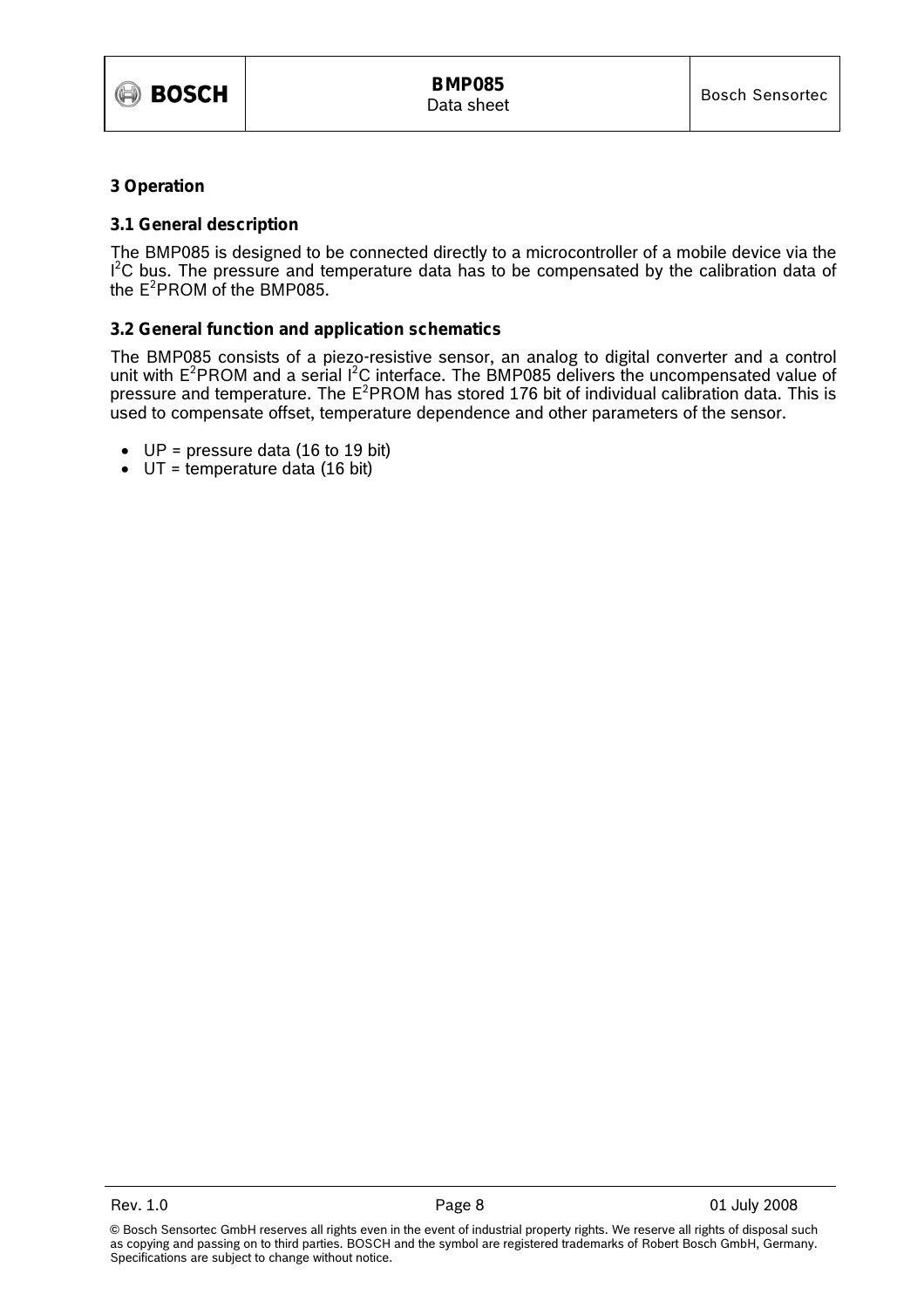# 3 Operation

## 3.1 General description

The BMP085 is designed to be connected directly to a microcontroller of a mobile device via the $I^2C$ bus. The pressure and temperature data has to be compensated by the calibration data of the $E^2PROM$ of the BMP085.

## 3.2 General function and application schematics

The BMP085 consists of a piezo-resistive sensor, an analog to digital converter and a control unit with $E^2PROM$ and a serial $I^2C$ interface. The BMP085 delivers the uncompensated value of pressure and temperature. The $E^2PROM$ has stored 176 bit of individual calibration data. This is used to compensate offset, temperature dependence and other parameters of the sensor.

- UP = pressure data (16 to 19 bit)
- UT = temperature data (16 bit)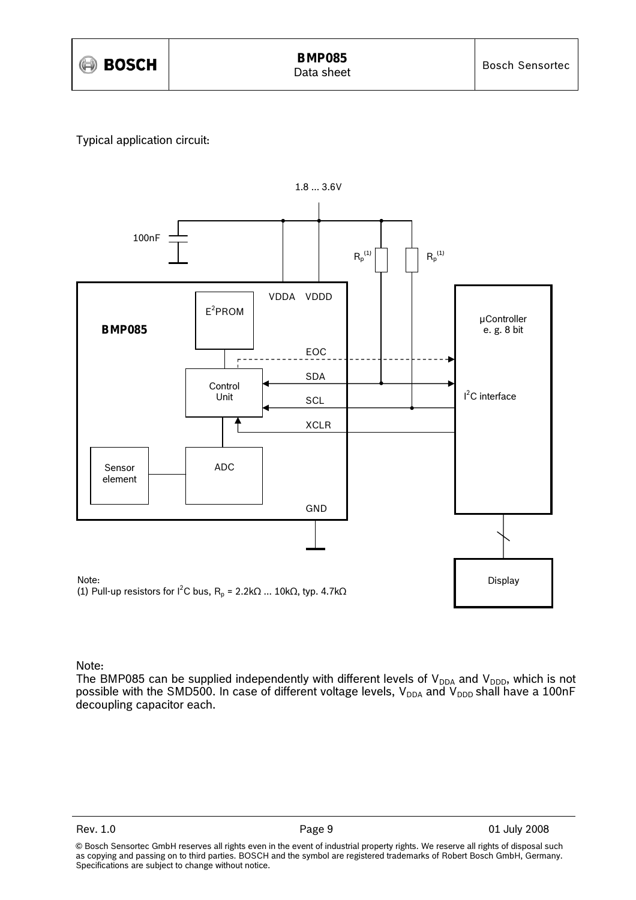Typical application circuit:

Note:
(1) Pull-up resistors for $I^2C$ bus, $R_p$ = 2.2kΩ ... 10kΩ, typ. 4.7kΩ

Note:
The BMP085 can be supplied independently with different levels of $V_{DDA}$ and $V_{DDD}$, which is not possible with the SMD500. In case of different voltage levels, $V_{DDA}$ and $V_{DDD}$ shall have a 100nF decoupling capacitor each.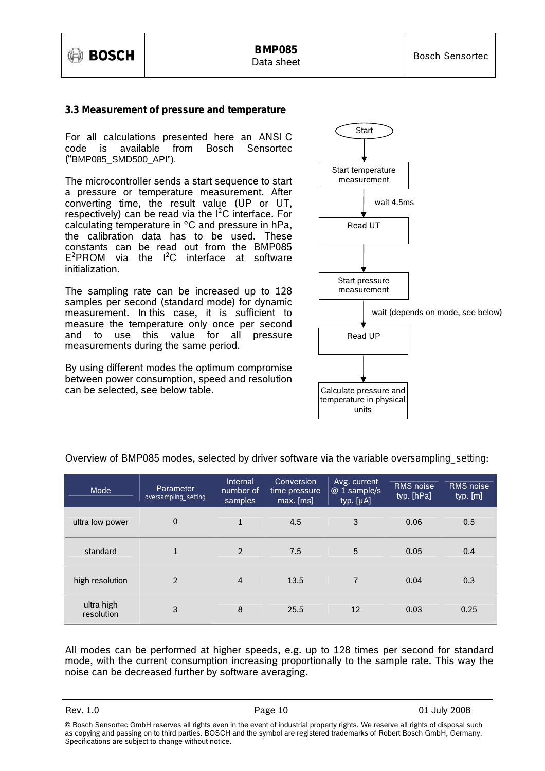### 3.3 Measurement of pressure and temperature

For all calculations presented here an ANSI C code is available from Bosch Sensortec ("BMP085_SMD500_API").

The microcontroller sends a start sequence to start a pressure or temperature measurement. After converting time, the result value (UP or UT, respectively) can be read via the $I^2C$ interface. For calculating temperature in °C and pressure in hPa, the calibration data has to be used. These constants can be read out from the BMP085 $E^2PROM$ via the $I^2C$ interface at software initialization.

The sampling rate can be increased up to 128 samples per second (standard mode) for dynamic measurement. In this case, it is sufficient to measure the temperature only once per second and to use this value for all pressure measurements during the same period.

By using different modes the optimum compromise between power consumption, speed and resolution can be selected, see below table.

Start

Start temperature measurement

wait 4.5ms

Read UT

Start pressure measurement

wait (depends on mode, see below)

Read UP

Calculate pressure and temperature in physical units

Overview of BMP085 modes, selected by driver software via the variable oversampling_setting:

| Mode | Parameter oversampling_setting | Internal number of samples | Conversion time pressure max. [ms] | Avg. current @ 1 sample/s typ. [µA] | RMS noise typ. [hPa] | RMS noise typ. [m] |
|---|---|---|---|---|---|---|
| ultra low power | 0 | 1 | 4.5 | 3 | 0.06 | 0.5 |
| standard | 1 | 2 | 7.5 | 5 | 0.05 | 0.4 |
| high resolution | 2 | 4 | 13.5 | 7 | 0.04 | 0.3 |
| ultra high resolution | 3 | 8 | 25.5 | 12 | 0.03 | 0.25 |

All modes can be performed at higher speeds, e.g. up to 128 times per second for standard mode, with the current consumption increasing proportionally to the sample rate. This way the noise can be decreased further by software averaging.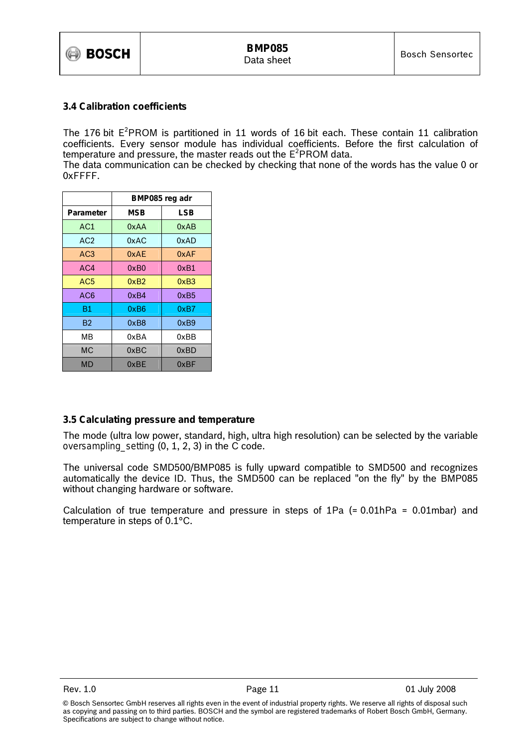### 3.4 Calibration coefficients

The 176 bit $E^2$PROM is partitioned in 11 words of 16 bit each. These contain 11 calibration coefficients. Every sensor module has individual coefficients. Before the first calculation of temperature and pressure, the master reads out the $E^2$PROM data.
The data communication can be checked by checking that none of the words has the value 0 or 0xFFFF.

| | BMP085 reg adr | |
|---|---|---|
| **Parameter** | **MSB** | **LSB** |
| AC1 | 0xAA | 0xAB |
| AC2 | 0xAC | 0xAD |
| AC3 | 0xAE | 0xAF |
| AC4 | 0xB0 | 0xB1 |
| AC5 | 0xB2 | 0xB3 |
| AC6 | 0xB4 | 0xB5 |
| B1 | 0xB6 | 0xB7 |
| B2 | 0xB8 | 0xB9 |
| MB | 0xBA | 0xBB |
| MC | 0xBC | 0xBD |
| MD | 0xBE | 0xBF |

### 3.5 Calculating pressure and temperature

The mode (ultra low power, standard, high, ultra high resolution) can be selected by the variable oversampling_setting (0, 1, 2, 3) in the C code.

The universal code SMD500/BMP085 is fully upward compatible to SMD500 and recognizes automatically the device ID. Thus, the SMD500 can be replaced "on the fly" by the BMP085 without changing hardware or software.

Calculation of true temperature and pressure in steps of 1Pa (= 0.01hPa = 0.01mbar) and temperature in steps of 0.1°C.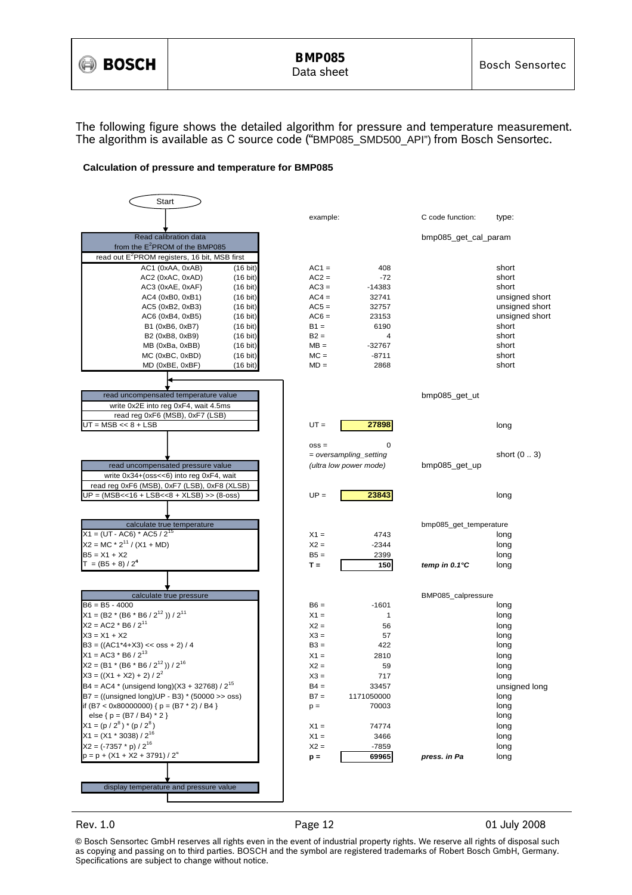The following figure shows the detailed algorithm for pressure and temperature measurement. The algorithm is available as C source code ("BMP085_SMD500_API") from Bosch Sensortec.

**Calculation of pressure and temperature for BMP085**

Start

| Step | example: | | C code function: | type: |
|---|---|---|---|---|
| **Read calibration data from the $E^2$PROM of the BMP085** | | | bmp085_get_cal_param | |
| read out $E^2$PROM registers, 16 bit, MSB first | | | | |
| AC1 (0xAA, 0xAB) (16 bit) | AC1 = | 408 | | short |
| AC2 (0xAC, 0xAD) (16 bit) | AC2 = | -72 | | short |
| AC3 (0xAE, 0xAF) (16 bit) | AC3 = | -14383 | | short |
| AC4 (0xB0, 0xB1) (16 bit) | AC4 = | 32741 | | unsigned short |
| AC5 (0xB2, 0xB3) (16 bit) | AC5 = | 32757 | | unsigned short |
| AC6 (0xB4, 0xB5) (16 bit) | AC6 = | 23153 | | unsigned short |
| B1 (0xB6, 0xB7) (16 bit) | B1 = | 6190 | | short |
| B2 (0xB8, 0xB9) (16 bit) | B2 = | 4 | | short |
| MB (0xBa, 0xBB) (16 bit) | MB = | -32767 | | short |
| MC (0xBC, 0xBD) (16 bit) | MC = | -8711 | | short |
| MD (0xBE, 0xBF) (16 bit) | MD = | 2868 | | short |
| **read uncompensated temperature value** | | | bmp085_get_ut | |
| write 0x2E into reg 0xF4, wait 4.5ms | | | | |
| read reg 0xF6 (MSB), 0xF7 (LSB) | | | | |
| UT = MSB << 8 + LSB | UT = | **27898** | | long |
| | oss = | 0 | | |
| | = *oversampling_setting* | | | short (0 .. 3) |
| **read uncompensated pressure value** | *(ultra low power mode)* | | bmp085_get_up | |
| write 0x34+(oss<<6) into reg 0xF4, wait | | | | |
| read reg 0xF6 (MSB), 0xF7 (LSB), 0xF8 (XLSB) | | | | |
| UP = (MSB<<16 + LSB<<8 + XLSB) >> (8-oss) | UP = | **23843** | | long |
| **calculate true temperature** | | | bmp085_get_temperature | |
| $X1 = (UT - AC6) * AC5 / 2^{15}$ | X1 = | 4743 | | long |
| $X2 = MC * 2^{11} / (X1 + MD)$ | X2 = | -2344 | | long |
| $B5 = X1 + X2$ | B5 = | 2399 | | long |
| $T = (B5 + 8) / 2^4$ | **T =** | **150** | ***temp in 0.1°C*** | long |
| **calculate true pressure** | | | BMP085_calpressure | |
| $B6 = B5 - 4000$ | B6 = | -1601 | | long |
| $X1 = (B2 * (B6 * B6 / 2^{12})) / 2^{11}$ | X1 = | 1 | | long |
| $X2 = AC2 * B6 / 2^{11}$ | X2 = | 56 | | long |
| $X3 = X1 + X2$ | X3 = | 57 | | long |
| B3 = ((AC1*4+X3) << oss + 2) / 4 | B3 = | 422 | | long |
| $X1 = AC3 * B6 / 2^{13}$ | X1 = | 2810 | | long |
| $X2 = (B1 * (B6 * B6 / 2^{12})) / 2^{16}$ | X2 = | 59 | | long |
| $X3 = ((X1 + X2) + 2) / 2^2$ | X3 = | 717 | | long |
| $B4 = AC4 * (\text{unsigend long})(X3 + 32768) / 2^{15}$ | B4 = | 33457 | | unsigned long |
| B7 = ((unsigned long)UP - B3) * (50000 >> oss) | B7 = | 1171050000 | | long |
| if (B7 < 0x80000000) { p = (B7 * 2) / B4 } | p = | 70003 | | long |
| else { p = (B7 / B4) * 2 } | | | | long |
| $X1 = (p / 2^8) * (p / 2^8)$ | X1 = | 74774 | | long |
| $X1 = (X1 * 3038) / 2^{16}$ | X1 = | 3466 | | long |
| $X2 = (-7357 * p) / 2^{16}$ | X2 = | -7859 | | long |
| $p = p + (X1 + X2 + 3791) / 2^4$ | **p =** | **69965** | ***press. in Pa*** | long |
| **display temperature and pressure value** | | | | |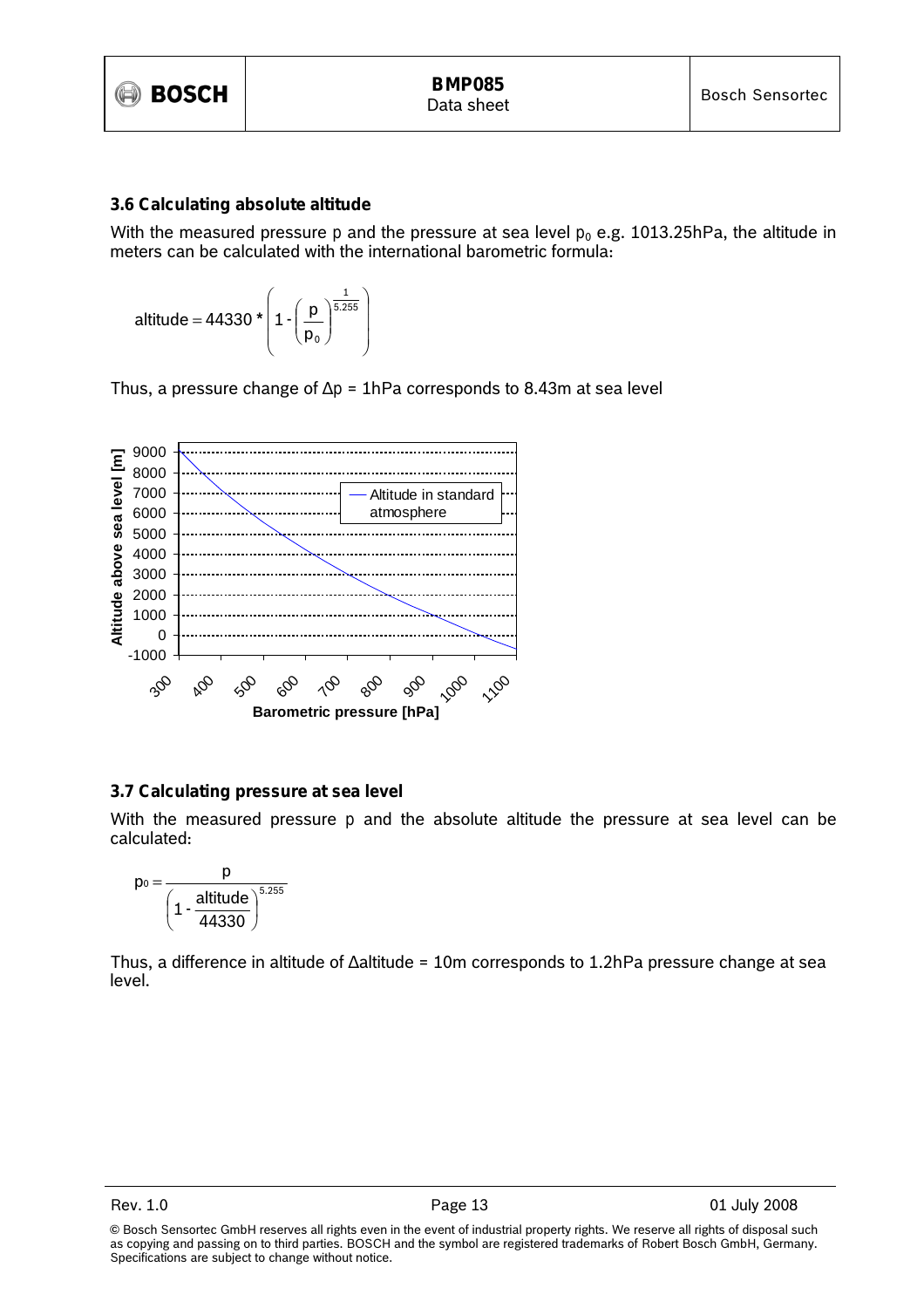### 3.6 Calculating absolute altitude

With the measured pressure p and the pressure at sea level $p_0$ e.g. 1013.25hPa, the altitude in meters can be calculated with the international barometric formula:

$$\text{altitude} = 44330 * \left(1 - \left(\frac{p}{p_0}\right)^{\frac{1}{5.255}}\right)$$

Thus, a pressure change of $\Delta p$ = 1hPa corresponds to 8.43m at sea level

### 3.7 Calculating pressure at sea level

With the measured pressure p and the absolute altitude the pressure at sea level can be calculated:

$$p_0 = \frac{p}{\left(1 - \frac{\text{altitude}}{44330}\right)^{5.255}}$$

Thus, a difference in altitude of $\Delta$altitude = 10m corresponds to 1.2hPa pressure change at sea level.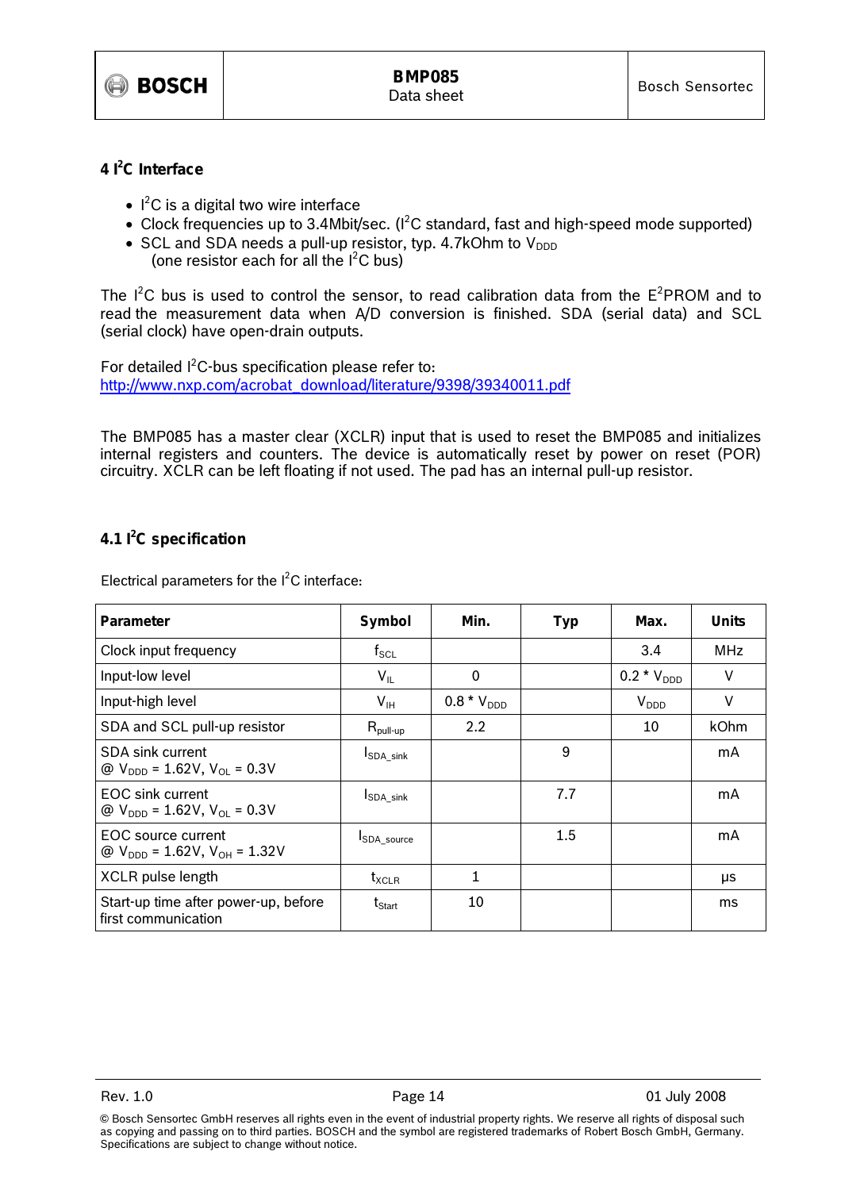## 4 $I^2C$ Interface

- $I^2C$ is a digital two wire interface
- Clock frequencies up to 3.4Mbit/sec. ($I^2C$ standard, fast and high-speed mode supported)
- SCL and SDA needs a pull-up resistor, typ. 4.7kOhm to $V_{DDD}$ (one resistor each for all the $I^2C$ bus)

The $I^2C$ bus is used to control the sensor, to read calibration data from the $E^2PROM$ and to read the measurement data when A/D conversion is finished. SDA (serial data) and SCL (serial clock) have open-drain outputs.

For detailed $I^2C$-bus specification please refer to:
http://www.nxp.com/acrobat_download/literature/9398/39340011.pdf

The BMP085 has a master clear (XCLR) input that is used to reset the BMP085 and initializes internal registers and counters. The device is automatically reset by power on reset (POR) circuitry. XCLR can be left floating if not used. The pad has an internal pull-up resistor.

### 4.1 $I^2C$ specification

Electrical parameters for the $I^2C$ interface:

| Parameter | Symbol | Min. | Typ | Max. | Units |
|---|---|---|---|---|---|
| Clock input frequency | $f_{SCL}$ | | | 3.4 | MHz |
| Input-low level | $V_{IL}$ | 0 | | $0.2 * V_{DDD}$ | V |
| Input-high level | $V_{IH}$ | $0.8 * V_{DDD}$ | | $V_{DDD}$ | V |
| SDA and SCL pull-up resistor | $R_{pull-up}$ | 2.2 | | 10 | kOhm |
| SDA sink current @ $V_{DDD}$ = 1.62V, $V_{OL}$ = 0.3V | $I_{SDA\_sink}$ | | 9 | | mA |
| EOC sink current @ $V_{DDD}$ = 1.62V, $V_{OL}$ = 0.3V | $I_{SDA\_sink}$ | | 7.7 | | mA |
| EOC source current @ $V_{DDD}$ = 1.62V, $V_{OH}$ = 1.32V | $I_{SDA\_source}$ | | 1.5 | | mA |
| XCLR pulse length | $t_{XCLR}$ | 1 | | | µs |
| Start-up time after power-up, before first communication | $t_{Start}$ | 10 | | | ms |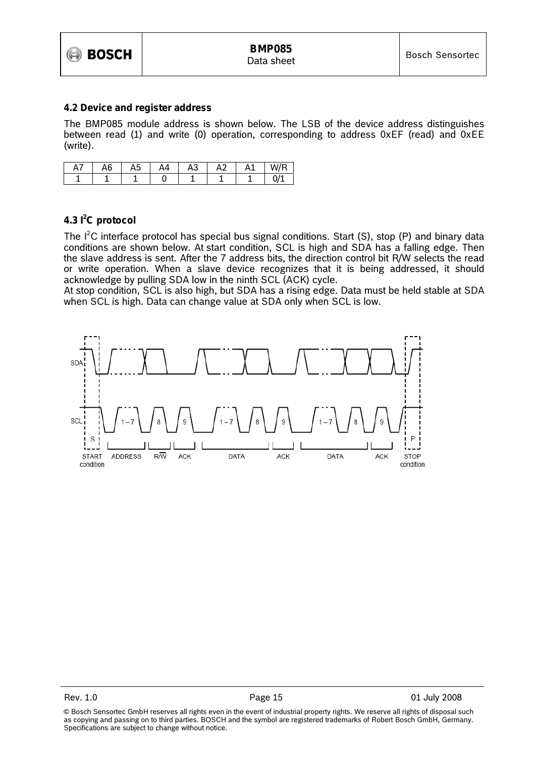## 4.2 Device and register address

The BMP085 module address is shown below. The LSB of the device address distinguishes between read (1) and write (0) operation, corresponding to address 0xEF (read) and 0xEE (write).

| A7 | A6 | A5 | A4 | A3 | A2 | A1 | W/R |
|---|---|---|---|---|---|---|---|
| 1 | 1 | 1 | 0 | 1 | 1 | 1 | 0/1 |

## 4.3 I²C protocol

The I²C interface protocol has special bus signal conditions. Start (S), stop (P) and binary data conditions are shown below. At start condition, SCL is high and SDA has a falling edge. Then the slave address is sent. After the 7 address bits, the direction control bit R/W selects the read or write operation. When a slave device recognizes that it is being addressed, it should acknowledge by pulling SDA low in the ninth SCL (ACK) cycle.

At stop condition, SCL is also high, but SDA has a rising edge. Data must be held stable at SDA when SCL is high. Data can change value at SDA only when SCL is low.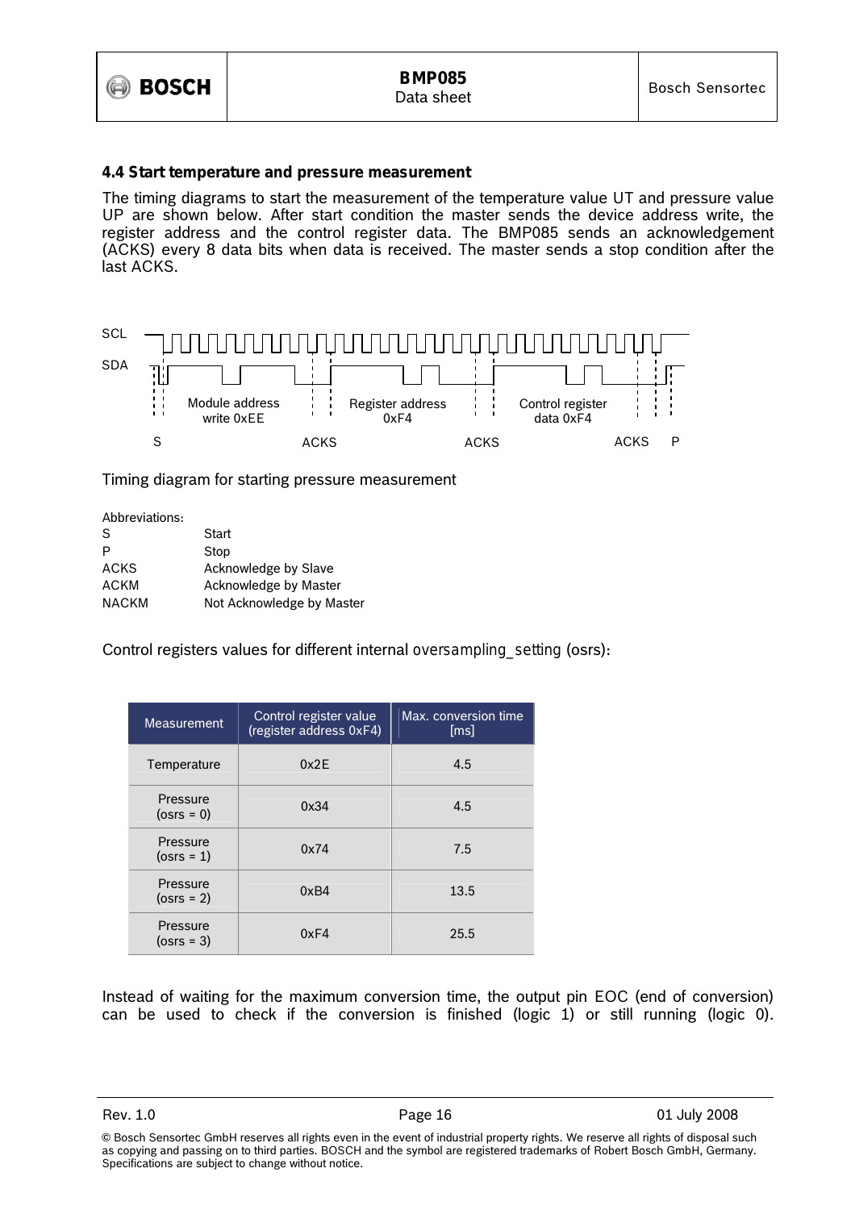### 4.4 Start temperature and pressure measurement

The timing diagrams to start the measurement of the temperature value UT and pressure value UP are shown below. After start condition the master sends the device address write, the register address and the control register data. The BMP085 sends an acknowledgement (ACKS) every 8 data bits when data is received. The master sends a stop condition after the last ACKS.

SCL

SDA

Module address write 0xEE | Register address 0xF4 | Control register data 0xF4

S ACKS ACKS ACKS P

Timing diagram for starting pressure measurement

Abbreviations:

| | |
|---|---|
| S | Start |
| P | Stop |
| ACKS | Acknowledge by Slave |
| ACKM | Acknowledge by Master |
| NACKM | Not Acknowledge by Master |

Control registers values for different internal oversampling_setting (osrs):

| Measurement | Control register value (register address 0xF4) | Max. conversion time [ms] |
|---|---|---|
| Temperature | 0x2E | 4.5 |
| Pressure (osrs = 0) | 0x34 | 4.5 |
| Pressure (osrs = 1) | 0x74 | 7.5 |
| Pressure (osrs = 2) | 0xB4 | 13.5 |
| Pressure (osrs = 3) | 0xF4 | 25.5 |

Instead of waiting for the maximum conversion time, the output pin EOC (end of conversion) can be used to check if the conversion is finished (logic 1) or still running (logic 0).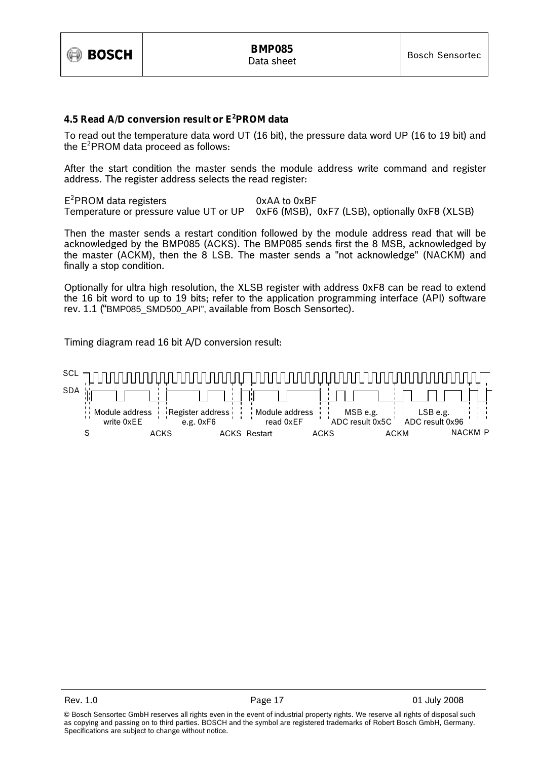### 4.5 Read A/D conversion result or E[2]PROM data

To read out the temperature data word UT (16 bit), the pressure data word UP (16 to 19 bit) and the E[2]PROM data proceed as follows:

After the start condition the master sends the module address write command and register address. The register address selects the read register:

| | |
|---|---|
| E[2]PROM data registers | 0xAA to 0xBF |
| Temperature or pressure value UT or UP | 0xF6 (MSB), 0xF7 (LSB), optionally 0xF8 (XLSB) |

Then the master sends a restart condition followed by the module address read that will be acknowledged by the BMP085 (ACKS). The BMP085 sends first the 8 MSB, acknowledged by the master (ACKM), then the 8 LSB. The master sends a "not acknowledge" (NACKM) and finally a stop condition.

Optionally for ultra high resolution, the XLSB register with address 0xF8 can be read to extend the 16 bit word to up to 19 bits; refer to the application programming interface (API) software rev. 1.1 ("BMP085_SMD500_API", available from Bosch Sensortec).

Timing diagram read 16 bit A/D conversion result:

SCL
SDA
S | Module address write 0xEE | ACKS | Register address e.g. 0xF6 | ACKS | Restart | Module address read 0xEF | ACKS | MSB e.g. ADC result 0x5C | ACKM | LSB e.g. ADC result 0x96 | NACKM | P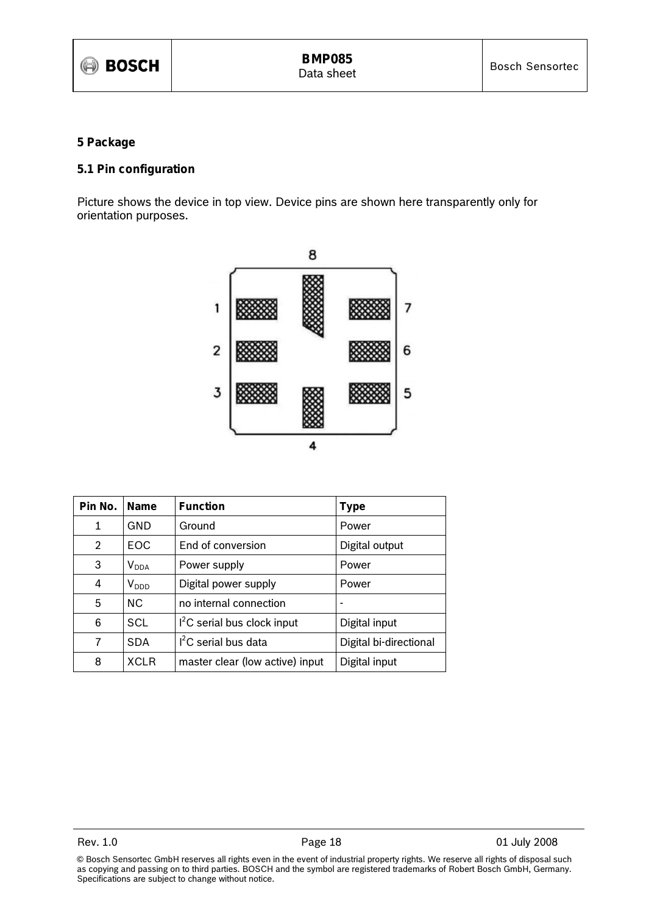## 5 Package

### 5.1 Pin configuration

Picture shows the device in top view. Device pins are shown here transparently only for orientation purposes.

| Pin No. | Name | Function | Type |
|---|---|---|---|
| 1 | GND | Ground | Power |
| 2 | EOC | End of conversion | Digital output |
| 3 | $V_{DDA}$ | Power supply | Power |
| 4 | $V_{DDD}$ | Digital power supply | Power |
| 5 | NC | no internal connection | - |
| 6 | SCL | $I^2C$ serial bus clock input | Digital input |
| 7 | SDA | $I^2C$ serial bus data | Digital bi-directional |
| 8 | XCLR | master clear (low active) input | Digital input |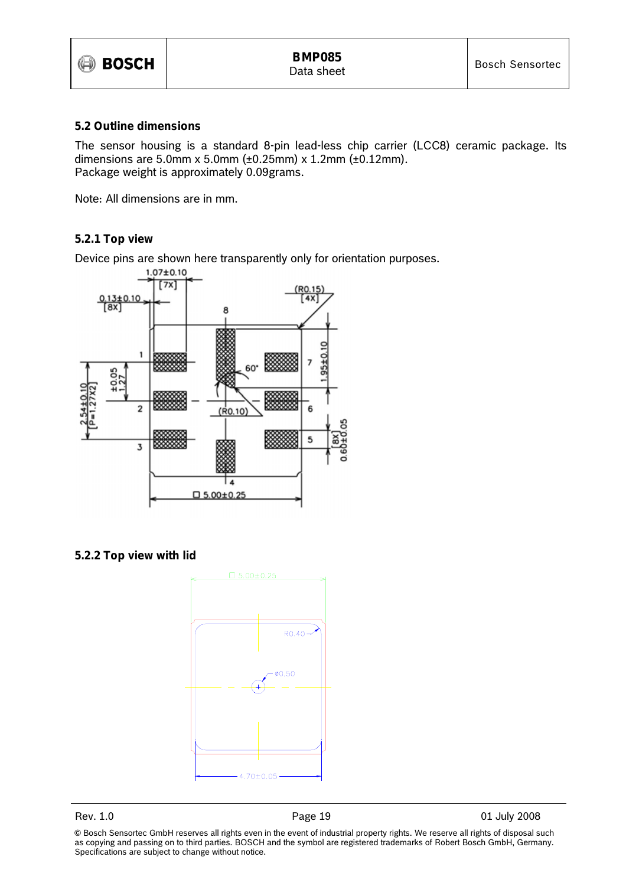## 5.2 Outline dimensions

The sensor housing is a standard 8-pin lead-less chip carrier (LCC8) ceramic package. Its dimensions are 5.0mm x 5.0mm (±0.25mm) x 1.2mm (±0.12mm).
Package weight is approximately 0.09grams.

Note: All dimensions are in mm.

### 5.2.1 Top view

Device pins are shown here transparently only for orientation purposes.

### 5.2.2 Top view with lid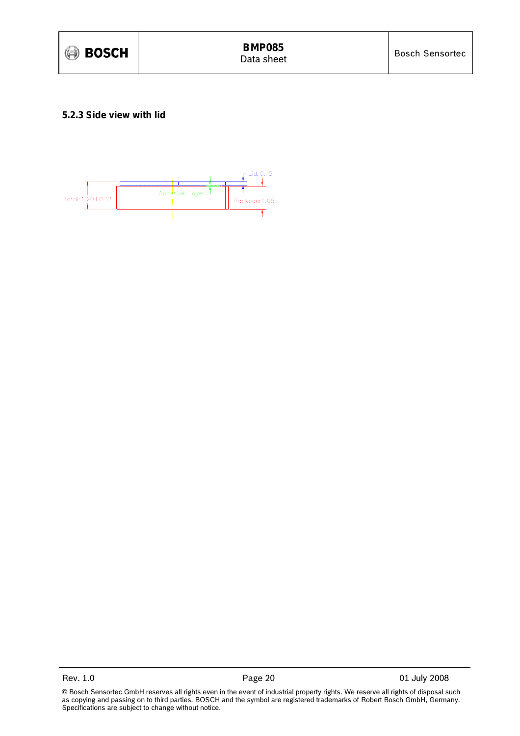### 5.2.3 Side view with lid

Lid: 0.15

Adhesive Layer

Total: 1.20±0.12

Package: 1.05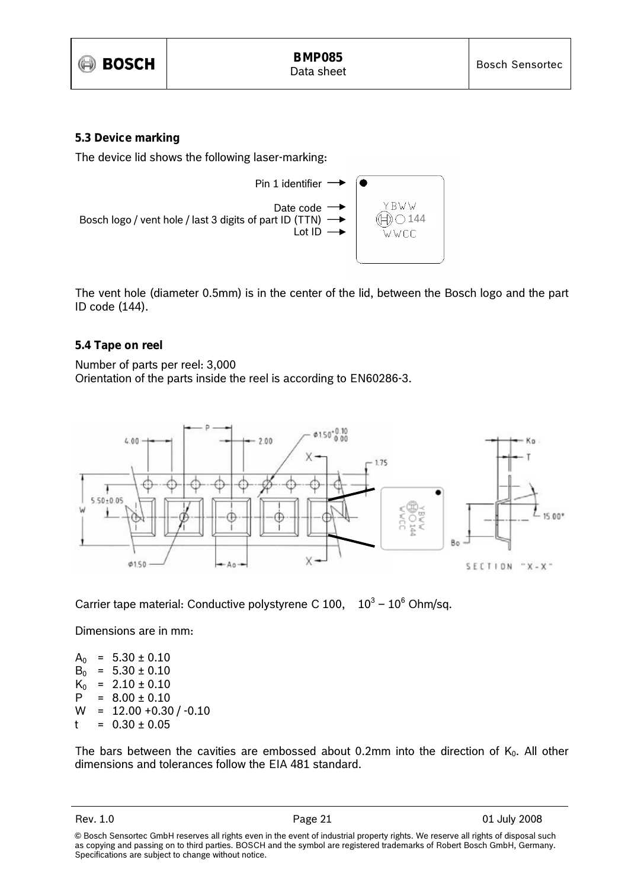### 5.3 Device marking

The device lid shows the following laser-marking:

Pin 1 identifier
Date code
Bosch logo / vent hole / last 3 digits of part ID (TTN)
Lot ID

The vent hole (diameter 0.5mm) is in the center of the lid, between the Bosch logo and the part ID code (144).

### 5.4 Tape on reel

Number of parts per reel: 3,000
Orientation of the parts inside the reel is according to EN60286-3.

Carrier tape material: Conductive polystyrene C 100, $10^3 - 10^6$ Ohm/sq.

Dimensions are in mm:

$A_0$ = 5.30 ± 0.10
$B_0$ = 5.30 ± 0.10
$K_0$ = 2.10 ± 0.10
P = 8.00 ± 0.10
W = 12.00 +0.30 / -0.10
t = 0.30 ± 0.05

The bars between the cavities are embossed about 0.2mm into the direction of $K_0$. All other dimensions and tolerances follow the EIA 481 standard.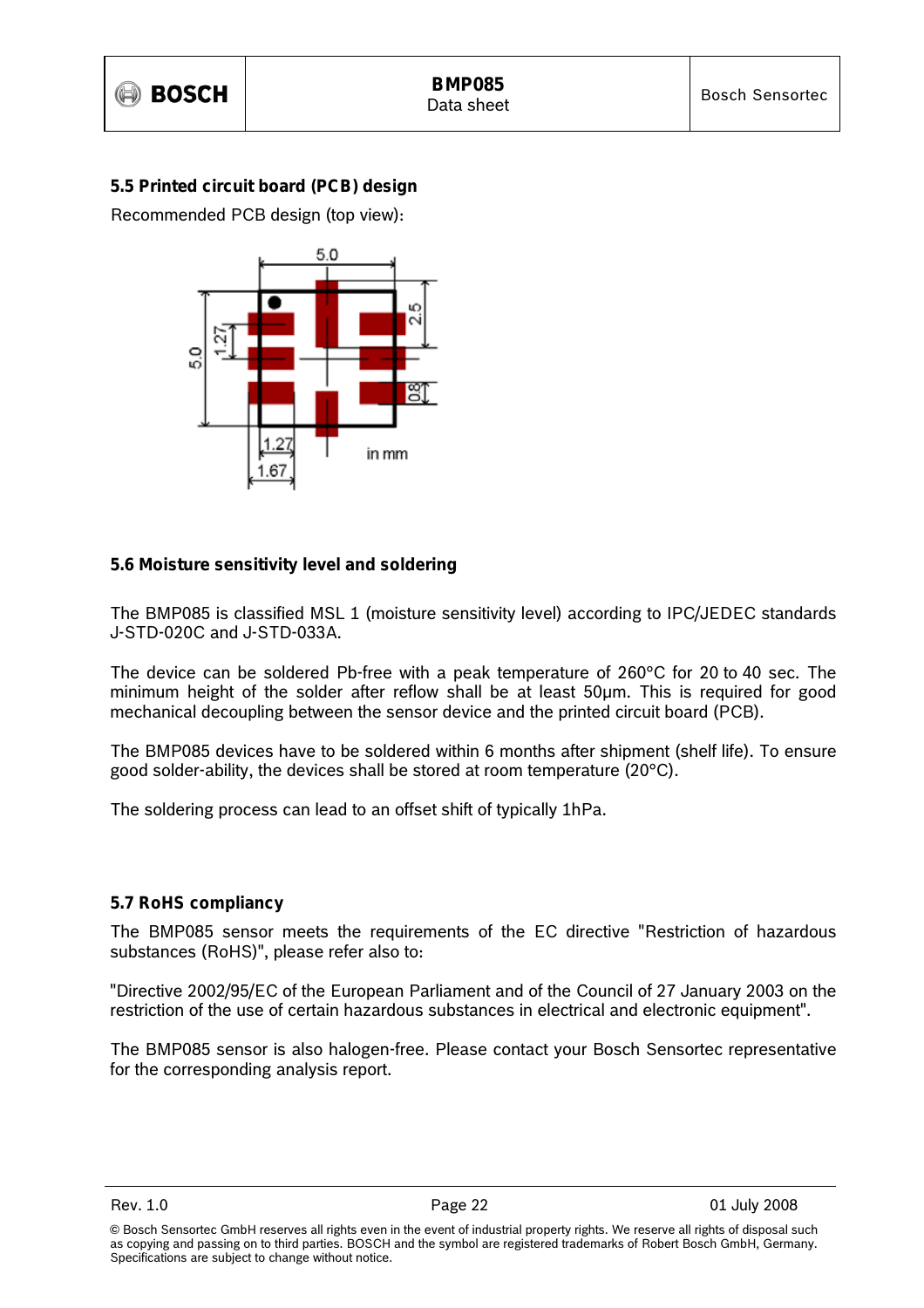## 5.5 Printed circuit board (PCB) design

Recommended PCB design (top view):

## 5.6 Moisture sensitivity level and soldering

The BMP085 is classified MSL 1 (moisture sensitivity level) according to IPC/JEDEC standards J-STD-020C and J-STD-033A.

The device can be soldered Pb-free with a peak temperature of 260°C for 20 to 40 sec. The minimum height of the solder after reflow shall be at least 50µm. This is required for good mechanical decoupling between the sensor device and the printed circuit board (PCB).

The BMP085 devices have to be soldered within 6 months after shipment (shelf life). To ensure good solder-ability, the devices shall be stored at room temperature (20°C).

The soldering process can lead to an offset shift of typically 1hPa.

## 5.7 RoHS compliancy

The BMP085 sensor meets the requirements of the EC directive "Restriction of hazardous substances (RoHS)", please refer also to:

"Directive 2002/95/EC of the European Parliament and of the Council of 27 January 2003 on the restriction of the use of certain hazardous substances in electrical and electronic equipment".

The BMP085 sensor is also halogen-free. Please contact your Bosch Sensortec representative for the corresponding analysis report.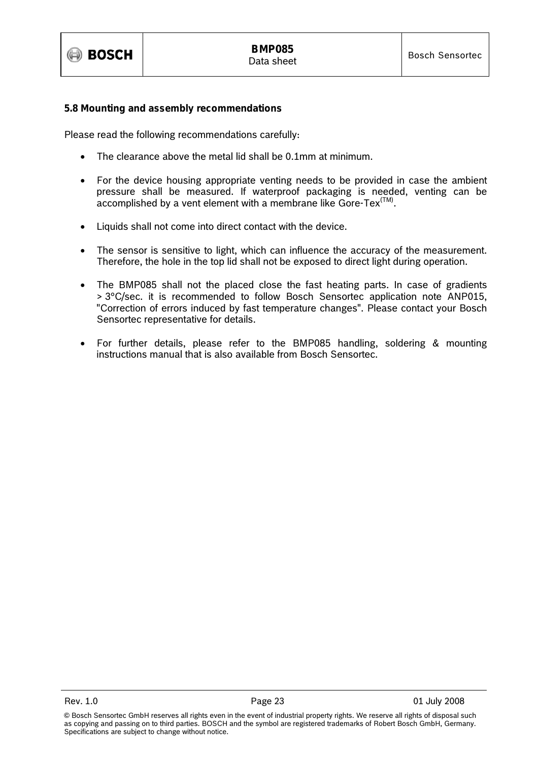### 5.8 Mounting and assembly recommendations

Please read the following recommendations carefully:

- The clearance above the metal lid shall be 0.1mm at minimum.
- For the device housing appropriate venting needs to be provided in case the ambient pressure shall be measured. If waterproof packaging is needed, venting can be accomplished by a vent element with a membrane like Gore-Tex(TM).
- Liquids shall not come into direct contact with the device.
- The sensor is sensitive to light, which can influence the accuracy of the measurement. Therefore, the hole in the top lid shall not be exposed to direct light during operation.
- The BMP085 shall not the placed close the fast heating parts. In case of gradients > 3°C/sec. it is recommended to follow Bosch Sensortec application note ANP015, "Correction of errors induced by fast temperature changes". Please contact your Bosch Sensortec representative for details.
- For further details, please refer to the BMP085 handling, soldering & mounting instructions manual that is also available from Bosch Sensortec.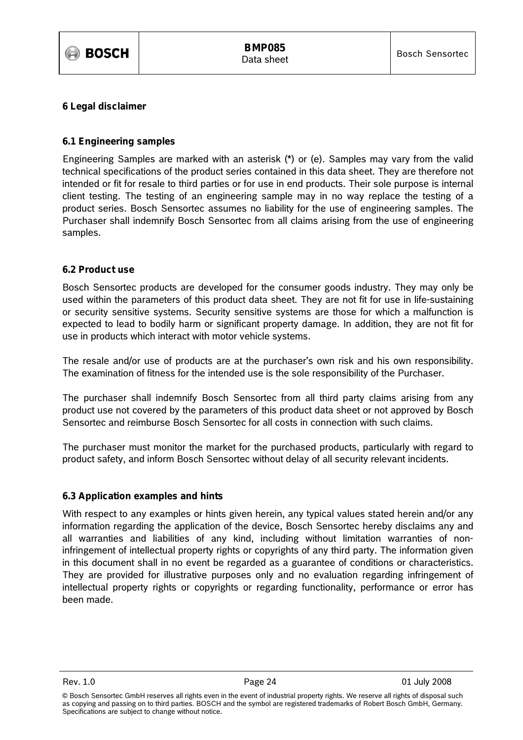# 6 Legal disclaimer

## 6.1 Engineering samples

Engineering Samples are marked with an asterisk (*) or (e). Samples may vary from the valid technical specifications of the product series contained in this data sheet. They are therefore not intended or fit for resale to third parties or for use in end products. Their sole purpose is internal client testing. The testing of an engineering sample may in no way replace the testing of a product series. Bosch Sensortec assumes no liability for the use of engineering samples. The Purchaser shall indemnify Bosch Sensortec from all claims arising from the use of engineering samples.

## 6.2 Product use

Bosch Sensortec products are developed for the consumer goods industry. They may only be used within the parameters of this product data sheet. They are not fit for use in life-sustaining or security sensitive systems. Security sensitive systems are those for which a malfunction is expected to lead to bodily harm or significant property damage. In addition, they are not fit for use in products which interact with motor vehicle systems.

The resale and/or use of products are at the purchaser's own risk and his own responsibility. The examination of fitness for the intended use is the sole responsibility of the Purchaser.

The purchaser shall indemnify Bosch Sensortec from all third party claims arising from any product use not covered by the parameters of this product data sheet or not approved by Bosch Sensortec and reimburse Bosch Sensortec for all costs in connection with such claims.

The purchaser must monitor the market for the purchased products, particularly with regard to product safety, and inform Bosch Sensortec without delay of all security relevant incidents.

## 6.3 Application examples and hints

With respect to any examples or hints given herein, any typical values stated herein and/or any information regarding the application of the device, Bosch Sensortec hereby disclaims any and all warranties and liabilities of any kind, including without limitation warranties of non-infringement of intellectual property rights or copyrights of any third party. The information given in this document shall in no event be regarded as a guarantee of conditions or characteristics. They are provided for illustrative purposes only and no evaluation regarding infringement of intellectual property rights or copyrights or regarding functionality, performance or error has been made.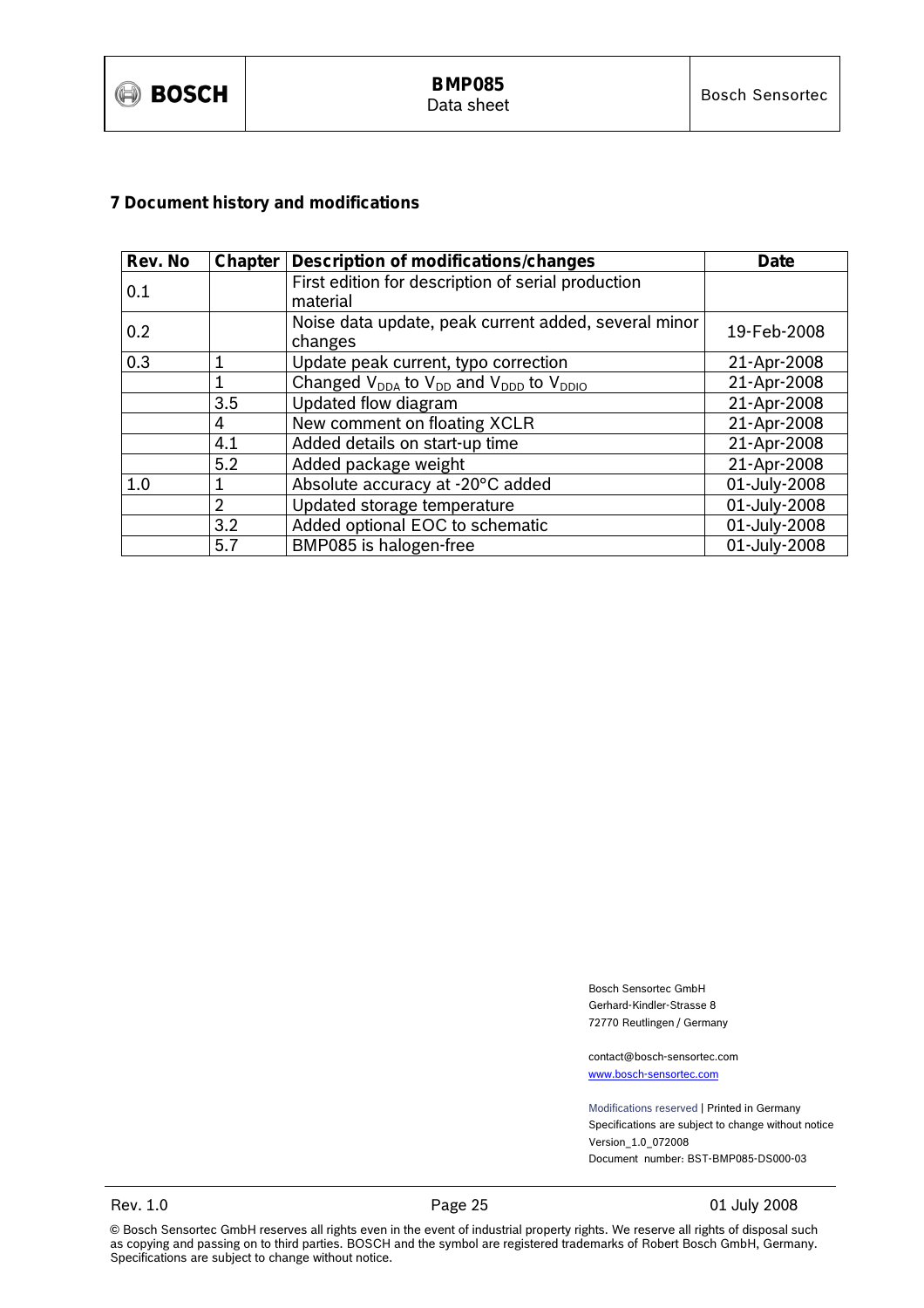## 7 Document history and modifications

| Rev. No | Chapter | Description of modifications/changes | Date |
|---|---|---|---|
| 0.1 | | First edition for description of serial production material | |
| 0.2 | | Noise data update, peak current added, several minor changes | 19-Feb-2008 |
| 0.3 | 1 | Update peak current, typo correction | 21-Apr-2008 |
| | 1 | Changed $V_{DDA}$ to $V_{DD}$ and $V_{DDD}$ to $V_{DDIO}$ | 21-Apr-2008 |
| | 3.5 | Updated flow diagram | 21-Apr-2008 |
| | 4 | New comment on floating XCLR | 21-Apr-2008 |
| | 4.1 | Added details on start-up time | 21-Apr-2008 |
| | 5.2 | Added package weight | 21-Apr-2008 |
| 1.0 | 1 | Absolute accuracy at -20°C added | 01-July-2008 |
| | 2 | Updated storage temperature | 01-July-2008 |
| | 3.2 | Added optional EOC to schematic | 01-July-2008 |
| | 5.7 | BMP085 is halogen-free | 01-July-2008 |

Bosch Sensortec GmbH
Gerhard-Kindler-Strasse 8
72770 Reutlingen / Germany

contact@bosch-sensortec.com
www.bosch-sensortec.com

Modifications reserved | Printed in Germany
Specifications are subject to change without notice
Version_1.0_072008
Document number: BST-BMP085-DS000-03